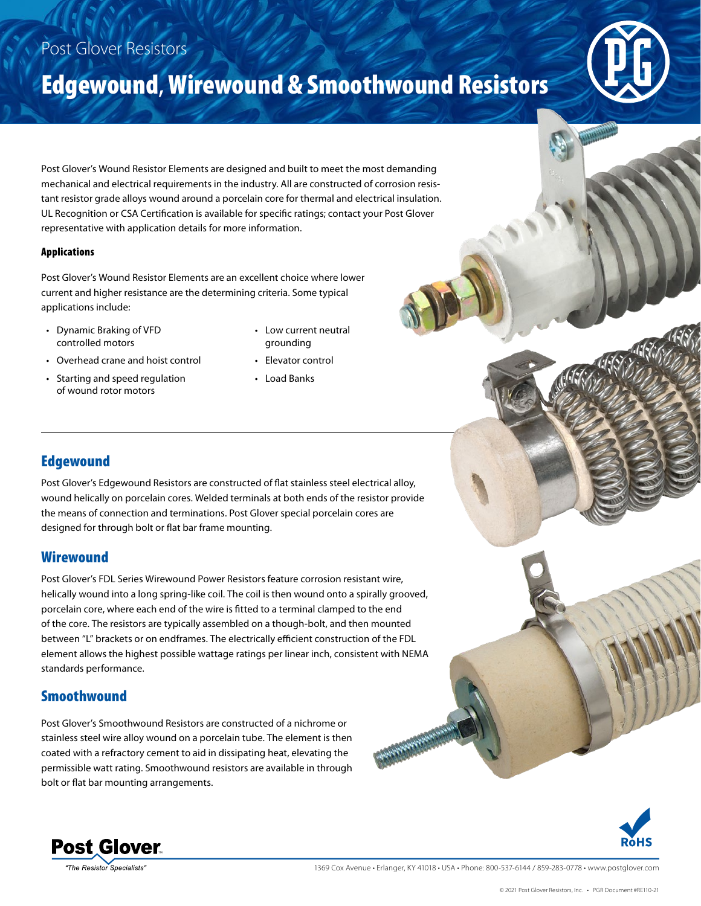Post Glover Resistors

# Edgewound, Wirewound & Smoothwound Resistors

Post Glover's Wound Resistor Elements are designed and built to meet the most demanding mechanical and electrical requirements in the industry. All are constructed of corrosion resistant resistor grade alloys wound around a porcelain core for thermal and electrical insulation. UL Recognition or CSA Certification is available for specific ratings; contact your Post Glover representative with application details for more information.

**Applications**

Post Glover's Wound Resistor Elements are an excellent choice where lower current and higher resistance are the determining criteria. Some typical applications include:

- Dynamic Braking of VFD controlled motors
- Overhead crane and hoist control
- Starting and speed regulation of wound rotor motors
- Low current neutral grounding
- Elevator control
- Load Banks

## Edgewound

Post Glover's Edgewound Resistors are constructed of flat stainless steel electrical alloy, wound helically on porcelain cores. Welded terminals at both ends of the resistor provide the means of connection and terminations. Post Glover special porcelain cores are designed for through bolt or flat bar frame mounting.

## Wirewound

Post Glover's FDL Series Wirewound Power Resistors feature corrosion resistant wire, helically wound into a long spring-like coil. The coil is then wound onto a spirally grooved, porcelain core, where each end of the wire is fitted to a terminal clamped to the end of the core. The resistors are typically assembled on a though-bolt, and then mounted between "L" brackets or on endframes. The electrically efficient construction of the FDL element allows the highest possible wattage ratings per linear inch, consistent with NEMA standards performance.

## Smoothwound

Post Glover's Smoothwound Resistors are constructed of a nichrome or stainless steel wire alloy wound on a porcelain tube. The element is then coated with a refractory cement to aid in dissipating heat, elevating the permissible watt rating. Smoothwound resistors are available in through bolt or flat bar mounting arrangements.

Post Glover
"The Resistor Specialists"

RoHS

1369 Cox Avenue • Erlanger, KY 41018 • USA • Phone: 800-537-6144 / 859-283-0778 • www.postglover.com

© 2021 Post Glover Resistors, Inc. • PGR Document #RE110-21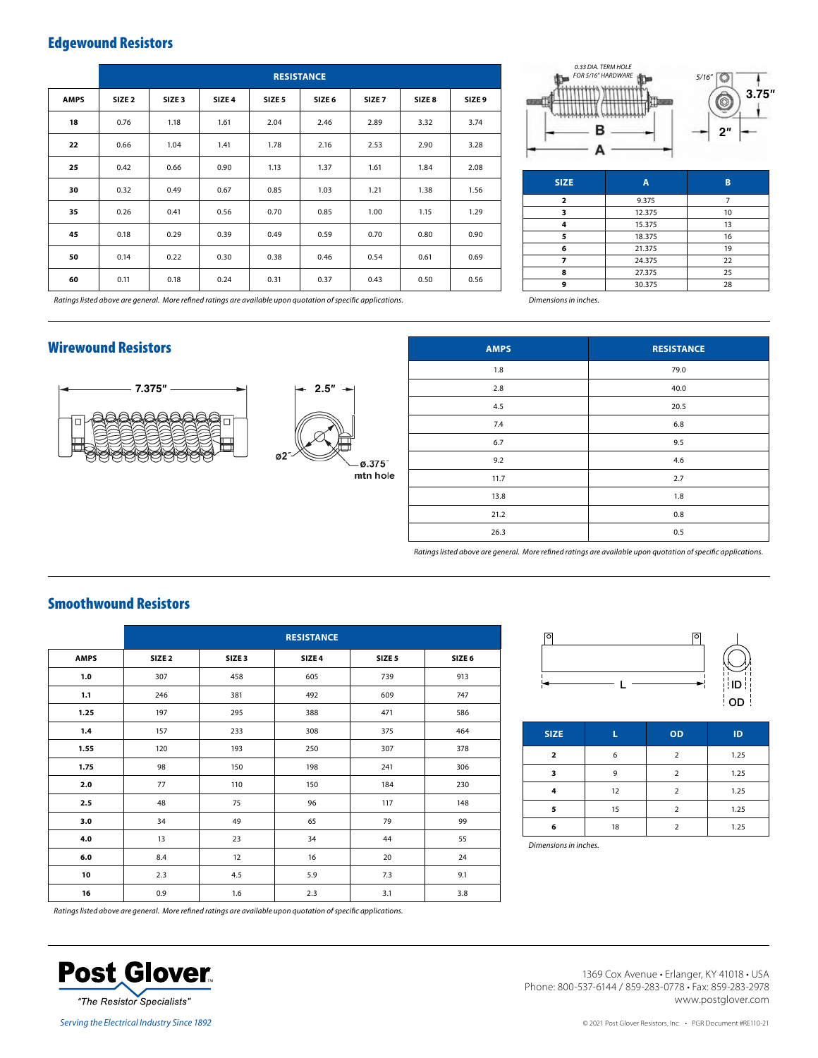## Edgewound Resistors

| | RESISTANCE | | | | | | | |
|---|---|---|---|---|---|---|---|---|
| AMPS | SIZE 2 | SIZE 3 | SIZE 4 | SIZE 5 | SIZE 6 | SIZE 7 | SIZE 8 | SIZE 9 |
| 18 | 0.76 | 1.18 | 1.61 | 2.04 | 2.46 | 2.89 | 3.32 | 3.74 |
| 22 | 0.66 | 1.04 | 1.41 | 1.78 | 2.16 | 2.53 | 2.90 | 3.28 |
| 25 | 0.42 | 0.66 | 0.90 | 1.13 | 1.37 | 1.61 | 1.84 | 2.08 |
| 30 | 0.32 | 0.49 | 0.67 | 0.85 | 1.03 | 1.21 | 1.38 | 1.56 |
| 35 | 0.26 | 0.41 | 0.56 | 0.70 | 0.85 | 1.00 | 1.15 | 1.29 |
| 45 | 0.18 | 0.29 | 0.39 | 0.49 | 0.59 | 0.70 | 0.80 | 0.90 |
| 50 | 0.14 | 0.22 | 0.30 | 0.38 | 0.46 | 0.54 | 0.61 | 0.69 |
| 60 | 0.11 | 0.18 | 0.24 | 0.31 | 0.37 | 0.43 | 0.50 | 0.56 |

*Ratings listed above are general. More refined ratings are available upon quotation of specific applications.*

0.33 DIA. TERM HOLE FOR 5/16" HARDWARE

5/16"

3.75"

2"

B

A

| SIZE | A | B |
|---|---|---|
| 2 | 9.375 | 7 |
| 3 | 12.375 | 10 |
| 4 | 15.375 | 13 |
| 5 | 18.375 | 16 |
| 6 | 21.375 | 19 |
| 7 | 24.375 | 22 |
| 8 | 27.375 | 25 |
| 9 | 30.375 | 28 |

*Dimensions in inches.*

## Wirewound Resistors

7.375"

2.5"

ø2"

ø.375" mtn hole

| AMPS | RESISTANCE |
|---|---|
| 1.8 | 79.0 |
| 2.8 | 40.0 |
| 4.5 | 20.5 |
| 7.4 | 6.8 |
| 6.7 | 9.5 |
| 9.2 | 4.6 |
| 11.7 | 2.7 |
| 13.8 | 1.8 |
| 21.2 | 0.8 |
| 26.3 | 0.5 |

*Ratings listed above are general. More refined ratings are available upon quotation of specific applications.*

## Smoothwound Resistors

| | RESISTANCE | | | | |
|---|---|---|---|---|---|
| AMPS | SIZE 2 | SIZE 3 | SIZE 4 | SIZE 5 | SIZE 6 |
| 1.0 | 307 | 458 | 605 | 739 | 913 |
| 1.1 | 246 | 381 | 492 | 609 | 747 |
| 1.25 | 197 | 295 | 388 | 471 | 586 |
| 1.4 | 157 | 233 | 308 | 375 | 464 |
| 1.55 | 120 | 193 | 250 | 307 | 378 |
| 1.75 | 98 | 150 | 198 | 241 | 306 |
| 2.0 | 77 | 110 | 150 | 184 | 230 |
| 2.5 | 48 | 75 | 96 | 117 | 148 |
| 3.0 | 34 | 49 | 65 | 79 | 99 |
| 4.0 | 13 | 23 | 34 | 44 | 55 |
| 6.0 | 8.4 | 12 | 16 | 20 | 24 |
| 10 | 2.3 | 4.5 | 5.9 | 7.3 | 9.1 |
| 16 | 0.9 | 1.6 | 2.3 | 3.1 | 3.8 |

*Ratings listed above are general. More refined ratings are available upon quotation of specific applications.*

L

ID

OD

| SIZE | L | OD | ID |
|---|---|---|---|
| 2 | 6 | 2 | 1.25 |
| 3 | 9 | 2 | 1.25 |
| 4 | 12 | 2 | 1.25 |
| 5 | 15 | 2 | 1.25 |
| 6 | 18 | 2 | 1.25 |

*Dimensions in inches.*

**Post Glover**™
*"The Resistor Specialists"*

*Serving the Electrical Industry Since 1892*

1369 Cox Avenue • Erlanger, KY 41018 • USA
Phone: 800-537-6144 / 859-283-0778 • Fax: 859-283-2978
www.postglover.com

© 2021 Post Glover Resistors, Inc. • PGR Document #RE110-21